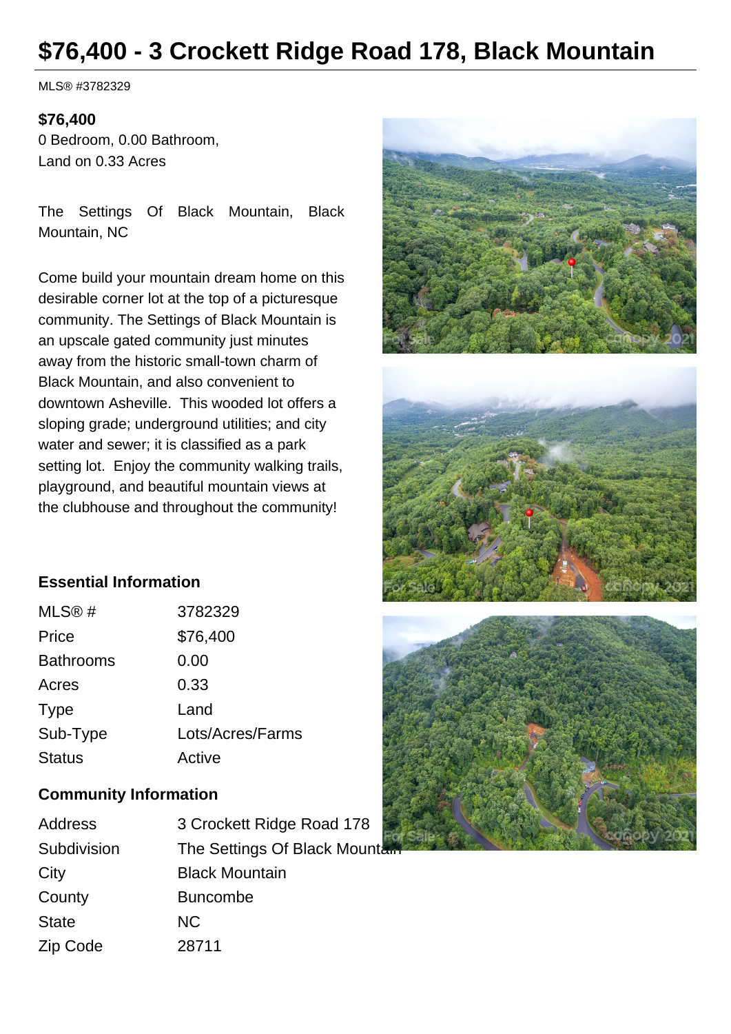# $76,400 - 3 Crockett Ridge Road 178, Black Mountain

MLS® #3782329

**$76,400**
0 Bedroom, 0.00 Bathroom,
Land on 0.33 Acres

The Settings Of Black Mountain, Black Mountain, NC

Come build your mountain dream home on this desirable corner lot at the top of a picturesque community. The Settings of Black Mountain is an upscale gated community just minutes away from the historic small-town charm of Black Mountain, and also convenient to downtown Asheville. This wooded lot offers a sloping grade; underground utilities; and city water and sewer; it is classified as a park setting lot. Enjoy the community walking trails, playground, and beautiful mountain views at the clubhouse and throughout the community!

## Essential Information

| | |
|---|---|
| MLS® # | 3782329 |
| Price | $76,400 |
| Bathrooms | 0.00 |
| Acres | 0.33 |
| Type | Land |
| Sub-Type | Lots/Acres/Farms |
| Status | Active |

## Community Information

| | |
|---|---|
| Address | 3 Crockett Ridge Road 178 |
| Subdivision | The Settings Of Black Mountain |
| City | Black Mountain |
| County | Buncombe |
| State | NC |
| Zip Code | 28711 |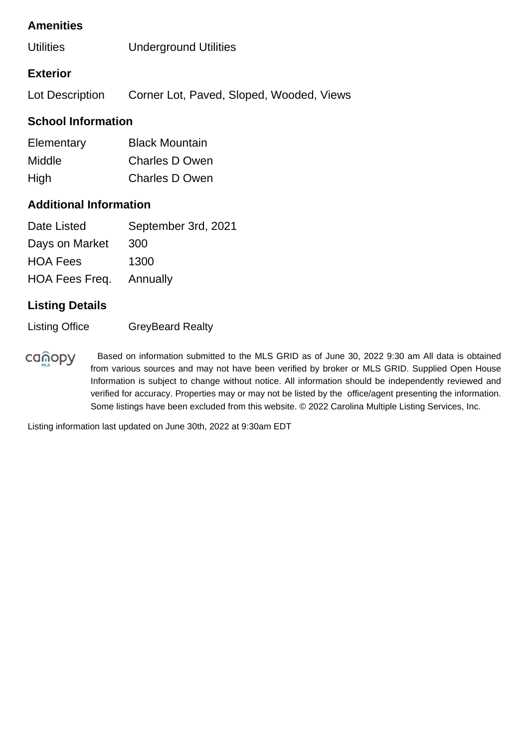## Amenities

| | |
|---|---|
| Utilities | Underground Utilities |

## Exterior

| | |
|---|---|
| Lot Description | Corner Lot, Paved, Sloped, Wooded, Views |

## School Information

| | |
|---|---|
| Elementary | Black Mountain |
| Middle | Charles D Owen |
| High | Charles D Owen |

## Additional Information

| | |
|---|---|
| Date Listed | September 3rd, 2021 |
| Days on Market | 300 |
| HOA Fees | 1300 |
| HOA Fees Freq. | Annually |

## Listing Details

| | |
|---|---|
| Listing Office | GreyBeard Realty |

canopy MLS

Based on information submitted to the MLS GRID as of June 30, 2022 9:30 am All data is obtained from various sources and may not have been verified by broker or MLS GRID. Supplied Open House Information is subject to change without notice. All information should be independently reviewed and verified for accuracy. Properties may or may not be listed by the office/agent presenting the information. Some listings have been excluded from this website. © 2022 Carolina Multiple Listing Services, Inc.

Listing information last updated on June 30th, 2022 at 9:30am EDT